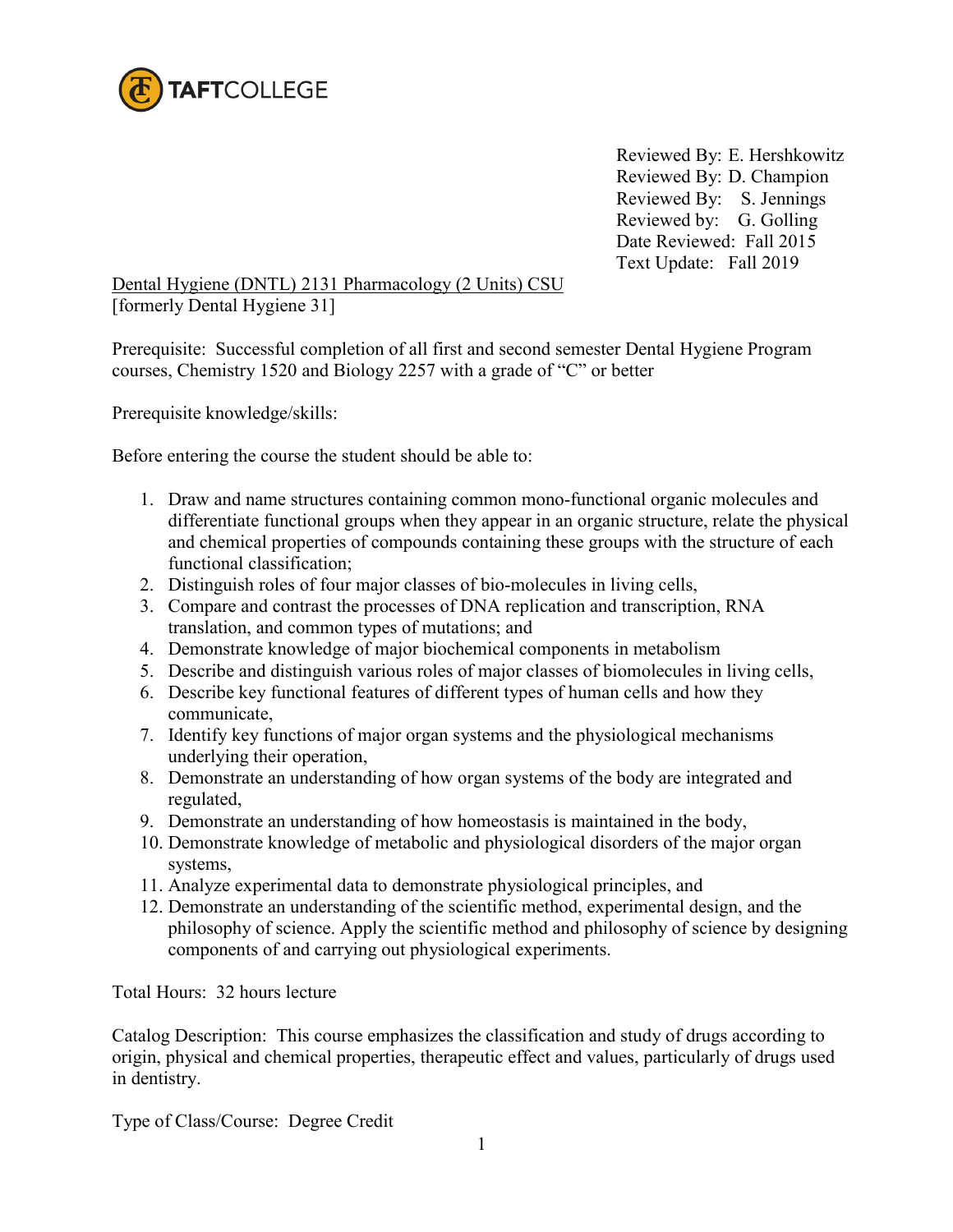TAFTCOLLEGE

Reviewed By: E. Hershkowitz
Reviewed By: D. Champion
Reviewed By: S. Jennings
Reviewed by: G. Golling
Date Reviewed: Fall 2015
Text Update: Fall 2019

Dental Hygiene (DNTL) 2131 Pharmacology (2 Units) CSU
[formerly Dental Hygiene 31]

Prerequisite: Successful completion of all first and second semester Dental Hygiene Program courses, Chemistry 1520 and Biology 2257 with a grade of "C" or better

Prerequisite knowledge/skills:

Before entering the course the student should be able to:

1. Draw and name structures containing common mono-functional organic molecules and differentiate functional groups when they appear in an organic structure, relate the physical and chemical properties of compounds containing these groups with the structure of each functional classification;
2. Distinguish roles of four major classes of bio-molecules in living cells,
3. Compare and contrast the processes of DNA replication and transcription, RNA translation, and common types of mutations; and
4. Demonstrate knowledge of major biochemical components in metabolism
5. Describe and distinguish various roles of major classes of biomolecules in living cells,
6. Describe key functional features of different types of human cells and how they communicate,
7. Identify key functions of major organ systems and the physiological mechanisms underlying their operation,
8. Demonstrate an understanding of how organ systems of the body are integrated and regulated,
9. Demonstrate an understanding of how homeostasis is maintained in the body,
10. Demonstrate knowledge of metabolic and physiological disorders of the major organ systems,
11. Analyze experimental data to demonstrate physiological principles, and
12. Demonstrate an understanding of the scientific method, experimental design, and the philosophy of science. Apply the scientific method and philosophy of science by designing components of and carrying out physiological experiments.

Total Hours: 32 hours lecture

Catalog Description: This course emphasizes the classification and study of drugs according to origin, physical and chemical properties, therapeutic effect and values, particularly of drugs used in dentistry.

Type of Class/Course: Degree Credit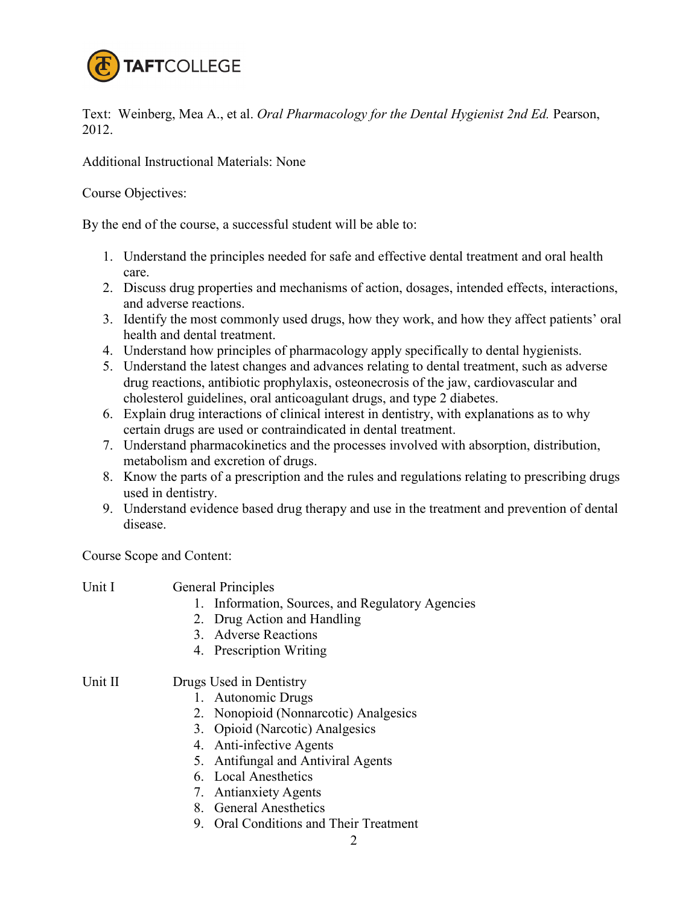Text: Weinberg, Mea A., et al. *Oral Pharmacology for the Dental Hygienist 2nd Ed.* Pearson, 2012.

Additional Instructional Materials: None

Course Objectives:

By the end of the course, a successful student will be able to:

1. Understand the principles needed for safe and effective dental treatment and oral health care.
2. Discuss drug properties and mechanisms of action, dosages, intended effects, interactions, and adverse reactions.
3. Identify the most commonly used drugs, how they work, and how they affect patients' oral health and dental treatment.
4. Understand how principles of pharmacology apply specifically to dental hygienists.
5. Understand the latest changes and advances relating to dental treatment, such as adverse drug reactions, antibiotic prophylaxis, osteonecrosis of the jaw, cardiovascular and cholesterol guidelines, oral anticoagulant drugs, and type 2 diabetes.
6. Explain drug interactions of clinical interest in dentistry, with explanations as to why certain drugs are used or contraindicated in dental treatment.
7. Understand pharmacokinetics and the processes involved with absorption, distribution, metabolism and excretion of drugs.
8. Know the parts of a prescription and the rules and regulations relating to prescribing drugs used in dentistry.
9. Understand evidence based drug therapy and use in the treatment and prevention of dental disease.

Course Scope and Content:

Unit I — General Principles

1. Information, Sources, and Regulatory Agencies
2. Drug Action and Handling
3. Adverse Reactions
4. Prescription Writing

Unit II — Drugs Used in Dentistry

1. Autonomic Drugs
2. Nonopioid (Nonnarcotic) Analgesics
3. Opioid (Narcotic) Analgesics
4. Anti-infective Agents
5. Antifungal and Antiviral Agents
6. Local Anesthetics
7. Antianxiety Agents
8. General Anesthetics
9. Oral Conditions and Their Treatment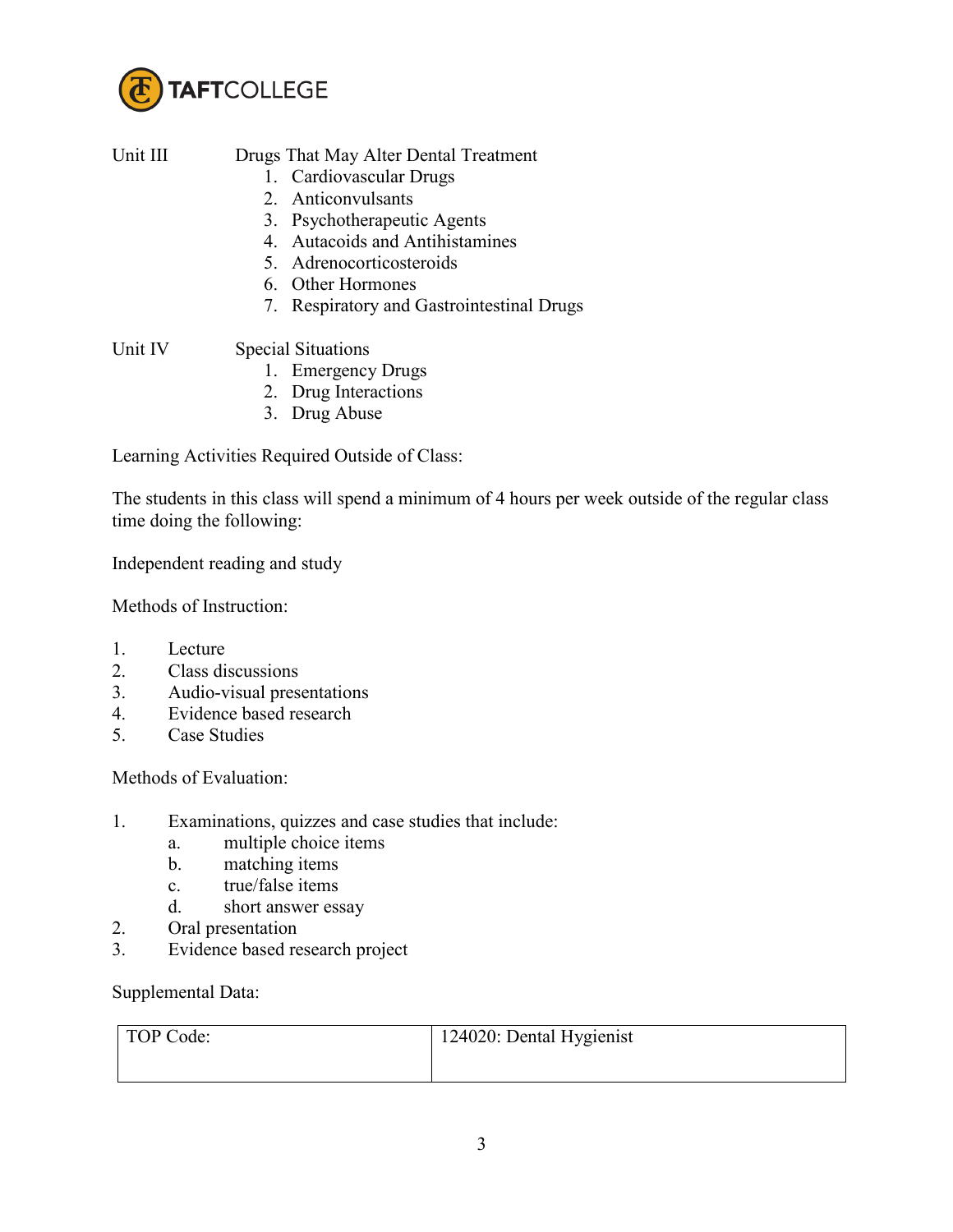Unit III Drugs That May Alter Dental Treatment

1. Cardiovascular Drugs
2. Anticonvulsants
3. Psychotherapeutic Agents
4. Autacoids and Antihistamines
5. Adrenocorticosteroids
6. Other Hormones
7. Respiratory and Gastrointestinal Drugs

Unit IV Special Situations

1. Emergency Drugs
2. Drug Interactions
3. Drug Abuse

Learning Activities Required Outside of Class:

The students in this class will spend a minimum of 4 hours per week outside of the regular class time doing the following:

Independent reading and study

Methods of Instruction:

1. Lecture
2. Class discussions
3. Audio-visual presentations
4. Evidence based research
5. Case Studies

Methods of Evaluation:

1. Examinations, quizzes and case studies that include:
   a. multiple choice items
   b. matching items
   c. true/false items
   d. short answer essay
2. Oral presentation
3. Evidence based research project

Supplemental Data:

| TOP Code: | 124020: Dental Hygienist |
|---|---|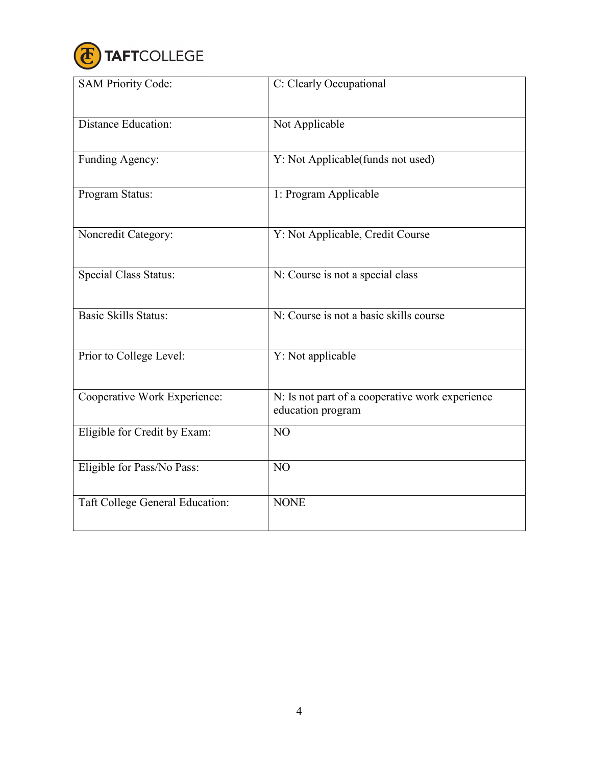| | |
|---|---|
| SAM Priority Code: | C: Clearly Occupational |
| Distance Education: | Not Applicable |
| Funding Agency: | Y: Not Applicable(funds not used) |
| Program Status: | 1: Program Applicable |
| Noncredit Category: | Y: Not Applicable, Credit Course |
| Special Class Status: | N: Course is not a special class |
| Basic Skills Status: | N: Course is not a basic skills course |
| Prior to College Level: | Y: Not applicable |
| Cooperative Work Experience: | N: Is not part of a cooperative work experience education program |
| Eligible for Credit by Exam: | NO |
| Eligible for Pass/No Pass: | NO |
| Taft College General Education: | NONE |